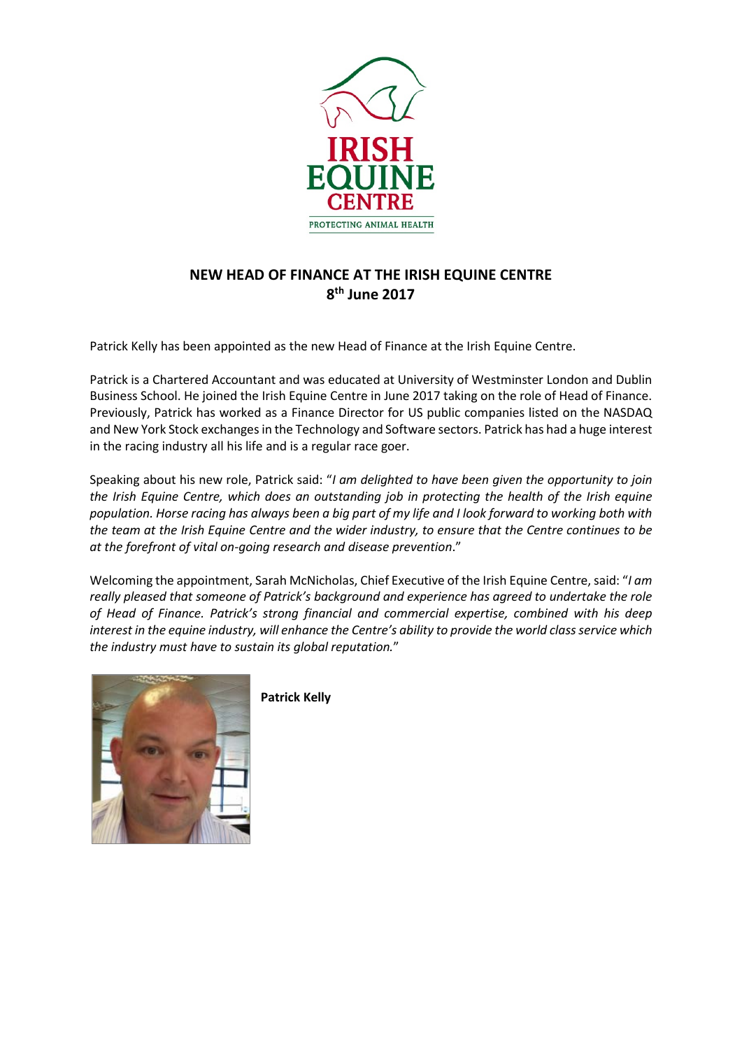IRISH EQUINE CENTRE

PROTECTING ANIMAL HEALTH

# NEW HEAD OF FINANCE AT THE IRISH EQUINE CENTRE

**8th June 2017**

Patrick Kelly has been appointed as the new Head of Finance at the Irish Equine Centre.

Patrick is a Chartered Accountant and was educated at University of Westminster London and Dublin Business School. He joined the Irish Equine Centre in June 2017 taking on the role of Head of Finance. Previously, Patrick has worked as a Finance Director for US public companies listed on the NASDAQ and New York Stock exchanges in the Technology and Software sectors. Patrick has had a huge interest in the racing industry all his life and is a regular race goer.

Speaking about his new role, Patrick said: "*I am delighted to have been given the opportunity to join the Irish Equine Centre, which does an outstanding job in protecting the health of the Irish equine population. Horse racing has always been a big part of my life and I look forward to working both with the team at the Irish Equine Centre and the wider industry, to ensure that the Centre continues to be at the forefront of vital on-going research and disease prevention*."

Welcoming the appointment, Sarah McNicholas, Chief Executive of the Irish Equine Centre, said: "*I am really pleased that someone of Patrick's background and experience has agreed to undertake the role of Head of Finance. Patrick's strong financial and commercial expertise, combined with his deep interest in the equine industry, will enhance the Centre's ability to provide the world class service which the industry must have to sustain its global reputation.*"

**Patrick Kelly**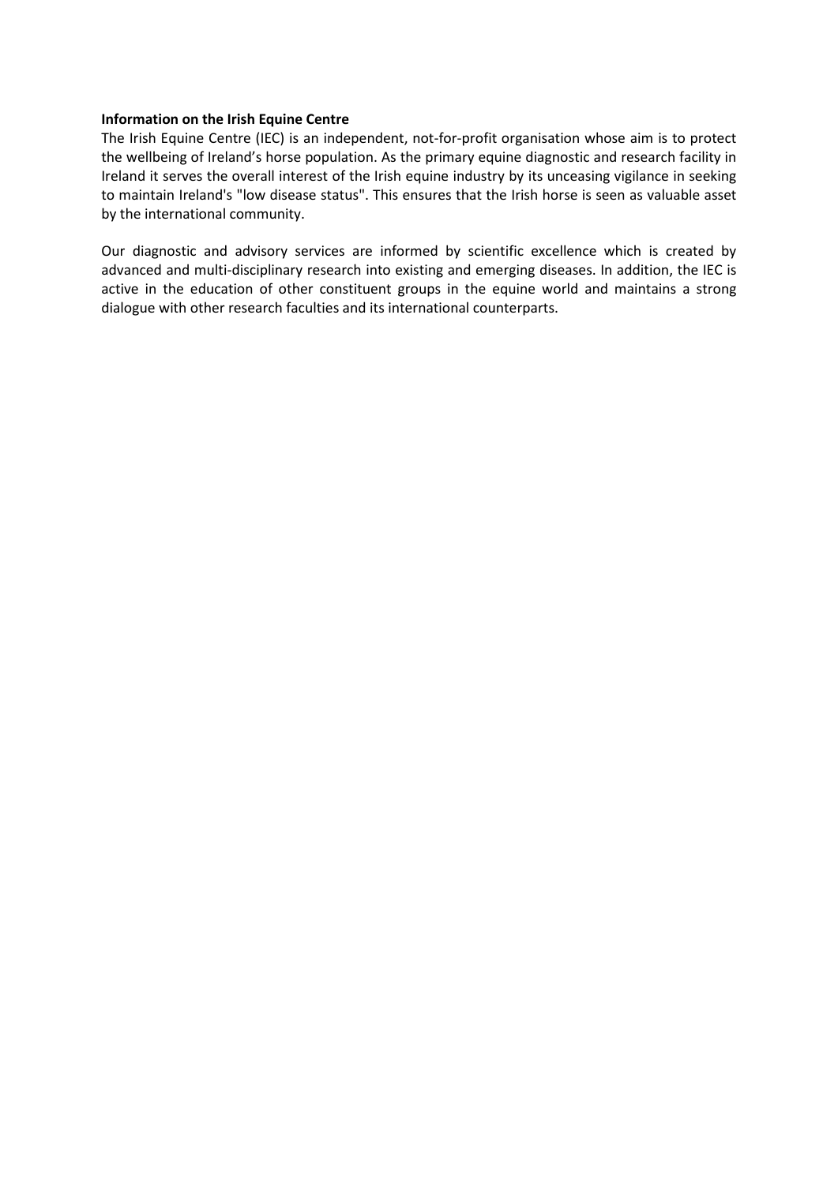**Information on the Irish Equine Centre**

The Irish Equine Centre (IEC) is an independent, not-for-profit organisation whose aim is to protect the wellbeing of Ireland's horse population. As the primary equine diagnostic and research facility in Ireland it serves the overall interest of the Irish equine industry by its unceasing vigilance in seeking to maintain Ireland's "low disease status". This ensures that the Irish horse is seen as valuable asset by the international community.

Our diagnostic and advisory services are informed by scientific excellence which is created by advanced and multi-disciplinary research into existing and emerging diseases. In addition, the IEC is active in the education of other constituent groups in the equine world and maintains a strong dialogue with other research faculties and its international counterparts.